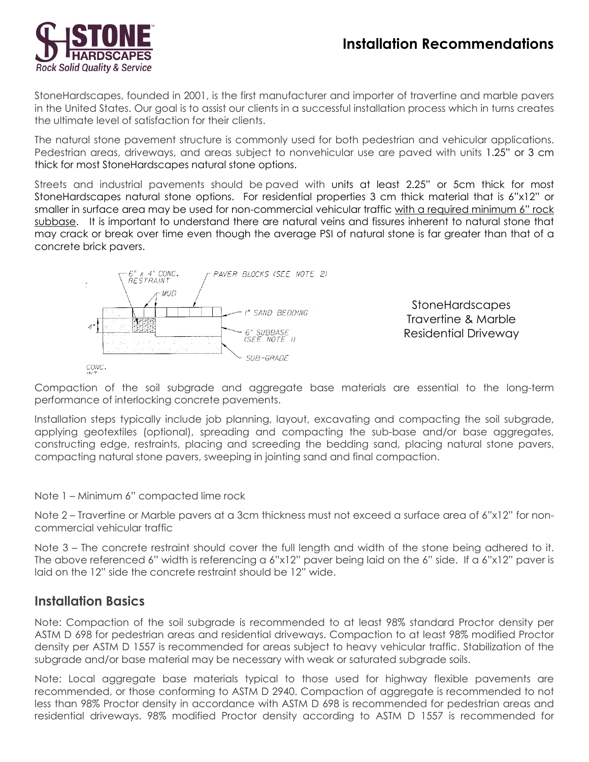# Installation Recommendations

StoneHardscapes, founded in 2001, is the first manufacturer and importer of travertine and marble pavers in the United States. Our goal is to assist our clients in a successful installation process which in turns creates the ultimate level of satisfaction for their clients.

The natural stone pavement structure is commonly used for both pedestrian and vehicular applications. Pedestrian areas, driveways, and areas subject to nonvehicular use are paved with units 1.25" or 3 cm thick for most StoneHardscapes natural stone options.

Streets and industrial pavements should be paved with units at least 2.25" or 5cm thick for most StoneHardscapes natural stone options. For residential properties 3 cm thick material that is 6"x12" or smaller in surface area may be used for non-commercial vehicular traffic with a required minimum 6" rock subbase. It is important to understand there are natural veins and fissures inherent to natural stone that may crack or break over time even though the average PSI of natural stone is far greater than that of a concrete brick pavers.

6" x 4" CONC. RESTRAINT — MUD — PAVER BLOCKS (SEE NOTE 2) — 1" SAND BEDDING — 4" — 6" SUBBASE (SEE NOTE 1) — SUB-GRADE — CONC.

StoneHardscapes Travertine & Marble Residential Driveway

Compaction of the soil subgrade and aggregate base materials are essential to the long-term performance of interlocking concrete pavements.

Installation steps typically include job planning, layout, excavating and compacting the soil subgrade, applying geotextiles (optional), spreading and compacting the sub-base and/or base aggregates, constructing edge, restraints, placing and screeding the bedding sand, placing natural stone pavers, compacting natural stone pavers, sweeping in jointing sand and final compaction.

Note 1 – Minimum 6" compacted lime rock

Note 2 – Travertine or Marble pavers at a 3cm thickness must not exceed a surface area of 6"x12" for non-commercial vehicular traffic

Note 3 – The concrete restraint should cover the full length and width of the stone being adhered to it. The above referenced 6" width is referencing a 6"x12" paver being laid on the 6" side. If a 6"x12" paver is laid on the 12" side the concrete restraint should be 12" wide.

## Installation Basics

Note: Compaction of the soil subgrade is recommended to at least 98% standard Proctor density per ASTM D 698 for pedestrian areas and residential driveways. Compaction to at least 98% modified Proctor density per ASTM D 1557 is recommended for areas subject to heavy vehicular traffic. Stabilization of the subgrade and/or base material may be necessary with weak or saturated subgrade soils.

Note: Local aggregate base materials typical to those used for highway flexible pavements are recommended, or those conforming to ASTM D 2940. Compaction of aggregate is recommended to not less than 98% Proctor density in accordance with ASTM D 698 is recommended for pedestrian areas and residential driveways. 98% modified Proctor density according to ASTM D 1557 is recommended for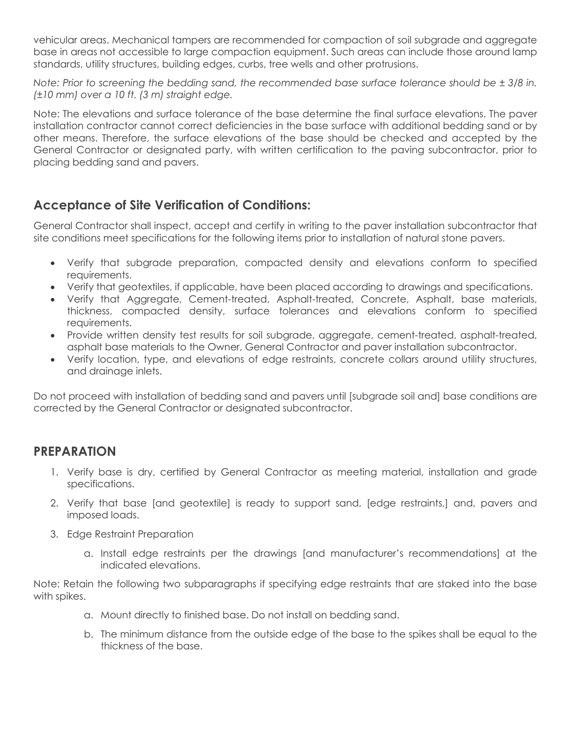vehicular areas. Mechanical tampers are recommended for compaction of soil subgrade and aggregate base in areas not accessible to large compaction equipment. Such areas can include those around lamp standards, utility structures, building edges, curbs, tree wells and other protrusions.

*Note: Prior to screening the bedding sand, the recommended base surface tolerance should be ± 3/8 in. (±10 mm) over a 10 ft. (3 m) straight edge.*

Note: The elevations and surface tolerance of the base determine the final surface elevations. The paver installation contractor cannot correct deficiencies in the base surface with additional bedding sand or by other means. Therefore, the surface elevations of the base should be checked and accepted by the General Contractor or designated party, with written certification to the paving subcontractor, prior to placing bedding sand and pavers.

## Acceptance of Site Verification of Conditions:

General Contractor shall inspect, accept and certify in writing to the paver installation subcontractor that site conditions meet specifications for the following items prior to installation of natural stone pavers.

- Verify that subgrade preparation, compacted density and elevations conform to specified requirements.
- Verify that geotextiles, if applicable, have been placed according to drawings and specifications.
- Verify that Aggregate, Cement-treated, Asphalt-treated, Concrete, Asphalt, base materials, thickness, compacted density, surface tolerances and elevations conform to specified requirements.
- Provide written density test results for soil subgrade, aggregate, cement-treated, asphalt-treated, asphalt base materials to the Owner, General Contractor and paver installation subcontractor.
- Verify location, type, and elevations of edge restraints, concrete collars around utility structures, and drainage inlets.

Do not proceed with installation of bedding sand and pavers until [subgrade soil and] base conditions are corrected by the General Contractor or designated subcontractor.

## PREPARATION

1. Verify base is dry, certified by General Contractor as meeting material, installation and grade specifications.
2. Verify that base [and geotextile] is ready to support sand, [edge restraints,] and, pavers and imposed loads.
3. Edge Restraint Preparation
   a. Install edge restraints per the drawings [and manufacturer's recommendations] at the indicated elevations.

Note: Retain the following two subparagraphs if specifying edge restraints that are staked into the base with spikes.

   a. Mount directly to finished base. Do not install on bedding sand.
   b. The minimum distance from the outside edge of the base to the spikes shall be equal to the thickness of the base.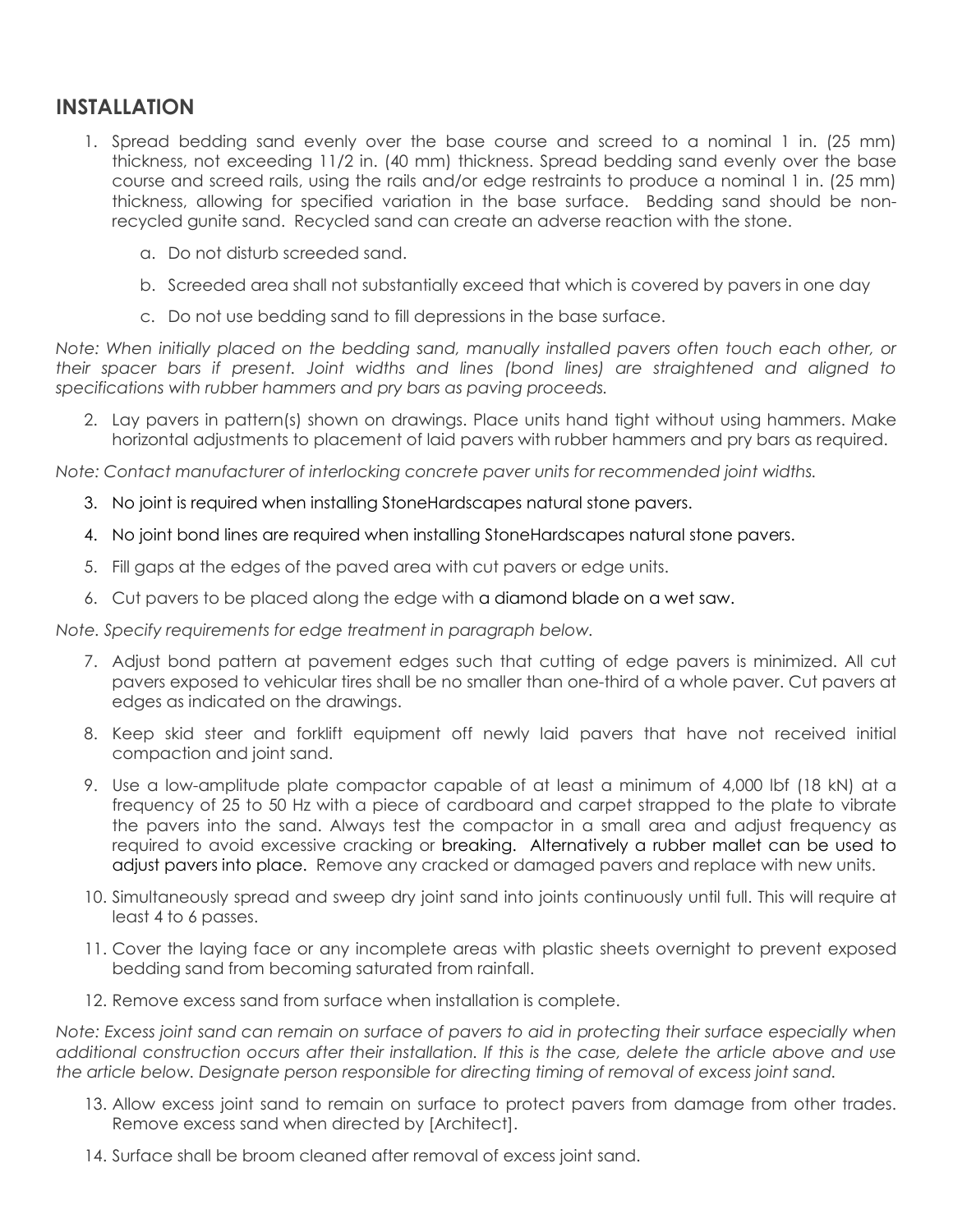## INSTALLATION

1. Spread bedding sand evenly over the base course and screed to a nominal 1 in. (25 mm) thickness, not exceeding 11/2 in. (40 mm) thickness. Spread bedding sand evenly over the base course and screed rails, using the rails and/or edge restraints to produce a nominal 1 in. (25 mm) thickness, allowing for specified variation in the base surface. Bedding sand should be non-recycled gunite sand. Recycled sand can create an adverse reaction with the stone.
   a. Do not disturb screeded sand.
   b. Screeded area shall not substantially exceed that which is covered by pavers in one day
   c. Do not use bedding sand to fill depressions in the base surface.

*Note: When initially placed on the bedding sand, manually installed pavers often touch each other, or their spacer bars if present. Joint widths and lines (bond lines) are straightened and aligned to specifications with rubber hammers and pry bars as paving proceeds.*

2. Lay pavers in pattern(s) shown on drawings. Place units hand tight without using hammers. Make horizontal adjustments to placement of laid pavers with rubber hammers and pry bars as required.

*Note: Contact manufacturer of interlocking concrete paver units for recommended joint widths.*

3. No joint is required when installing StoneHardscapes natural stone pavers.
4. No joint bond lines are required when installing StoneHardscapes natural stone pavers.
5. Fill gaps at the edges of the paved area with cut pavers or edge units.
6. Cut pavers to be placed along the edge with a diamond blade on a wet saw.

*Note. Specify requirements for edge treatment in paragraph below.*

7. Adjust bond pattern at pavement edges such that cutting of edge pavers is minimized. All cut pavers exposed to vehicular tires shall be no smaller than one-third of a whole paver. Cut pavers at edges as indicated on the drawings.
8. Keep skid steer and forklift equipment off newly laid pavers that have not received initial compaction and joint sand.
9. Use a low-amplitude plate compactor capable of at least a minimum of 4,000 lbf (18 kN) at a frequency of 25 to 50 Hz with a piece of cardboard and carpet strapped to the plate to vibrate the pavers into the sand. Always test the compactor in a small area and adjust frequency as required to avoid excessive cracking or breaking. Alternatively a rubber mallet can be used to adjust pavers into place. Remove any cracked or damaged pavers and replace with new units.
10. Simultaneously spread and sweep dry joint sand into joints continuously until full. This will require at least 4 to 6 passes.
11. Cover the laying face or any incomplete areas with plastic sheets overnight to prevent exposed bedding sand from becoming saturated from rainfall.
12. Remove excess sand from surface when installation is complete.

*Note: Excess joint sand can remain on surface of pavers to aid in protecting their surface especially when additional construction occurs after their installation. If this is the case, delete the article above and use the article below. Designate person responsible for directing timing of removal of excess joint sand.*

13. Allow excess joint sand to remain on surface to protect pavers from damage from other trades. Remove excess sand when directed by [Architect].
14. Surface shall be broom cleaned after removal of excess joint sand.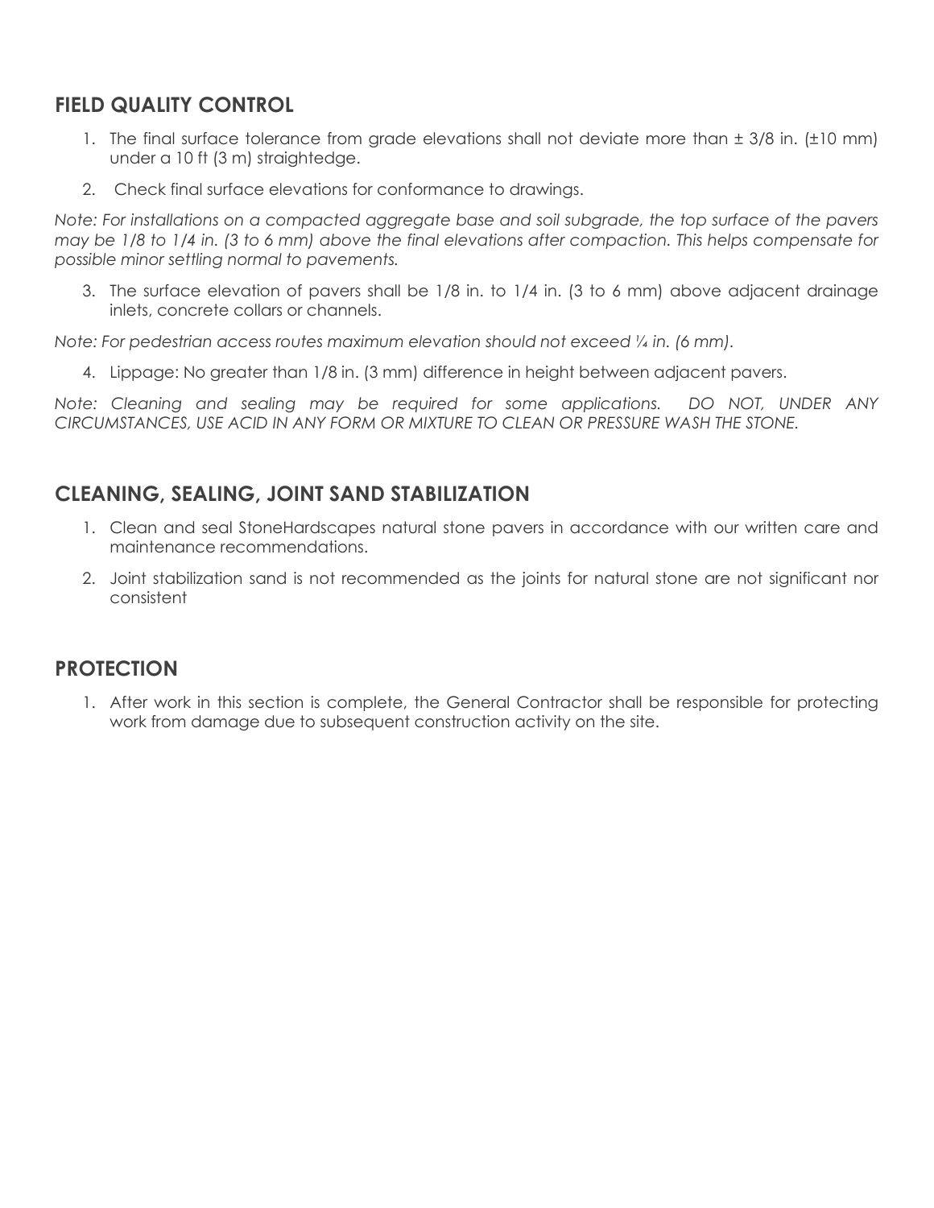## FIELD QUALITY CONTROL

1. The final surface tolerance from grade elevations shall not deviate more than ± 3/8 in. (±10 mm) under a 10 ft (3 m) straightedge.
2. Check final surface elevations for conformance to drawings.

*Note: For installations on a compacted aggregate base and soil subgrade, the top surface of the pavers may be 1/8 to 1/4 in. (3 to 6 mm) above the final elevations after compaction. This helps compensate for possible minor settling normal to pavements.*

3. The surface elevation of pavers shall be 1/8 in. to 1/4 in. (3 to 6 mm) above adjacent drainage inlets, concrete collars or channels.

*Note: For pedestrian access routes maximum elevation should not exceed ¼ in. (6 mm).*

4. Lippage: No greater than 1/8 in. (3 mm) difference in height between adjacent pavers.

*Note: Cleaning and sealing may be required for some applications. DO NOT, UNDER ANY CIRCUMSTANCES, USE ACID IN ANY FORM OR MIXTURE TO CLEAN OR PRESSURE WASH THE STONE.*

## CLEANING, SEALING, JOINT SAND STABILIZATION

1. Clean and seal StoneHardscapes natural stone pavers in accordance with our written care and maintenance recommendations.
2. Joint stabilization sand is not recommended as the joints for natural stone are not significant nor consistent

## PROTECTION

1. After work in this section is complete, the General Contractor shall be responsible for protecting work from damage due to subsequent construction activity on the site.